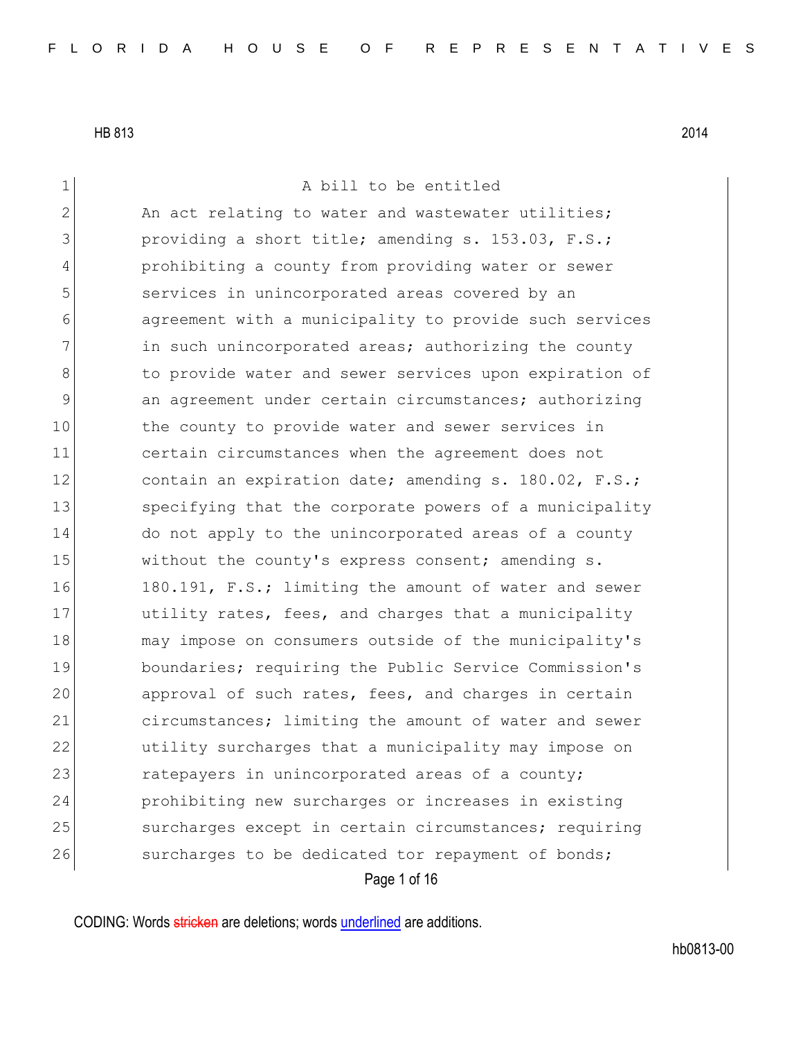HB 813 2014

A bill to be entitled

An act relating to water and wastewater utilities; providing a short title; amending s. 153.03, F.S.; prohibiting a county from providing water or sewer services in unincorporated areas covered by an agreement with a municipality to provide such services in such unincorporated areas; authorizing the county to provide water and sewer services upon expiration of an agreement under certain circumstances; authorizing the county to provide water and sewer services in certain circumstances when the agreement does not contain an expiration date; amending s. 180.02, F.S.; specifying that the corporate powers of a municipality do not apply to the unincorporated areas of a county without the county's express consent; amending s. 180.191, F.S.; limiting the amount of water and sewer utility rates, fees, and charges that a municipality may impose on consumers outside of the municipality's boundaries; requiring the Public Service Commission's approval of such rates, fees, and charges in certain circumstances; limiting the amount of water and sewer utility surcharges that a municipality may impose on ratepayers in unincorporated areas of a county; prohibiting new surcharges or increases in existing surcharges except in certain circumstances; requiring surcharges to be dedicated tor repayment of bonds;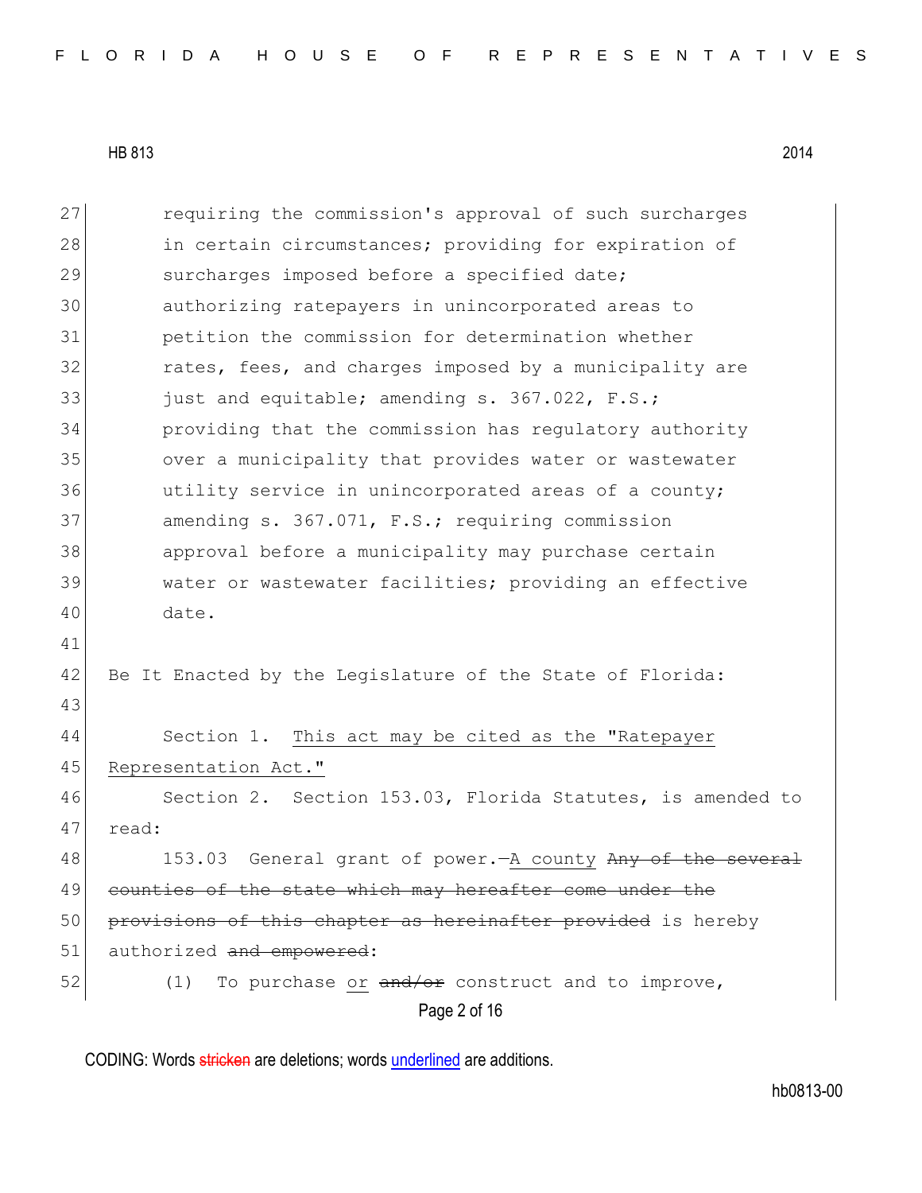requiring the commission's approval of such surcharges in certain circumstances; providing for expiration of surcharges imposed before a specified date; authorizing ratepayers in unincorporated areas to petition the commission for determination whether rates, fees, and charges imposed by a municipality are just and equitable; amending s. 367.022, F.S.; providing that the commission has regulatory authority over a municipality that provides water or wastewater utility service in unincorporated areas of a county; amending s. 367.071, F.S.; requiring commission approval before a municipality may purchase certain water or wastewater facilities; providing an effective date.

Be It Enacted by the Legislature of the State of Florida:

Section 1. <u>This act may be cited as the "Ratepayer Representation Act."</u>

Section 2. Section 153.03, Florida Statutes, is amended to read:

153.03 General grant of power.—<u>A county</u> ~~Any of the several counties of the state which may hereafter come under the provisions of this chapter as hereinafter provided~~ is hereby authorized ~~and empowered~~:

(1) To purchase <u>or</u> ~~and/or~~ construct and to improve,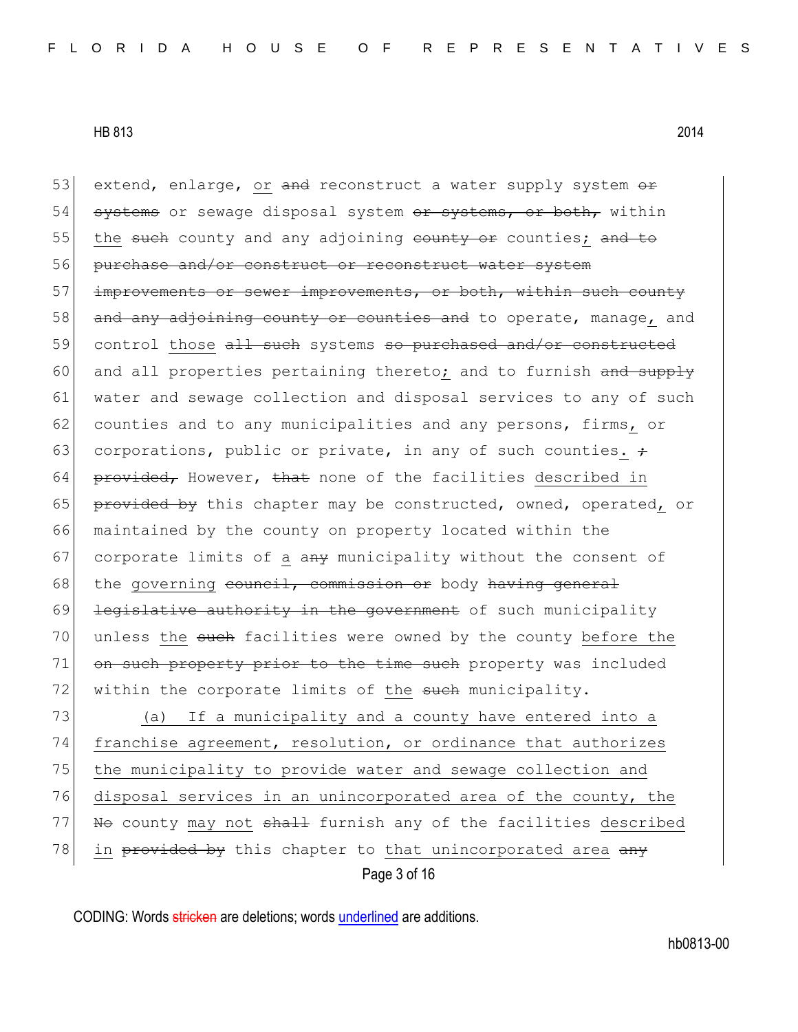53 extend, enlarge, or ~~and~~ reconstruct a water supply system ~~or~~
54 ~~systems~~ or sewage disposal system ~~or systems, or both,~~ within
55 the ~~such~~ county and any adjoining ~~county or~~ counties; ~~and to~~
56 ~~purchase and/or construct or reconstruct water system~~
57 ~~improvements or sewer improvements, or both, within such county~~
58 ~~and any adjoining county or counties and~~ to operate, manage, and
59 control those ~~all such~~ systems ~~so purchased and/or constructed~~
60 and all properties pertaining thereto; and to furnish ~~and supply~~
61 water and sewage collection and disposal services to any of such
62 counties and to any municipalities and any persons, firms, or
63 corporations, public or private, in any of such counties. ~~;~~
64 ~~provided,~~ However, ~~that~~ none of the facilities described in
65 ~~provided by~~ this chapter may be constructed, owned, operated, or
66 maintained by the county on property located within the
67 corporate limits of a ~~any~~ municipality without the consent of
68 the governing ~~council, commission or~~ body ~~having general~~
69 ~~legislative authority in the government~~ of such municipality
70 unless the ~~such~~ facilities were owned by the county before the
71 ~~on such property prior to the time such~~ property was included
72 within the corporate limits of the ~~such~~ municipality.

73 (a) If a municipality and a county have entered into a
74 franchise agreement, resolution, or ordinance that authorizes
75 the municipality to provide water and sewage collection and
76 disposal services in an unincorporated area of the county, the
77 ~~No~~ county may not ~~shall~~ furnish any of the facilities described
78 in ~~provided by~~ this chapter to that unincorporated area ~~any~~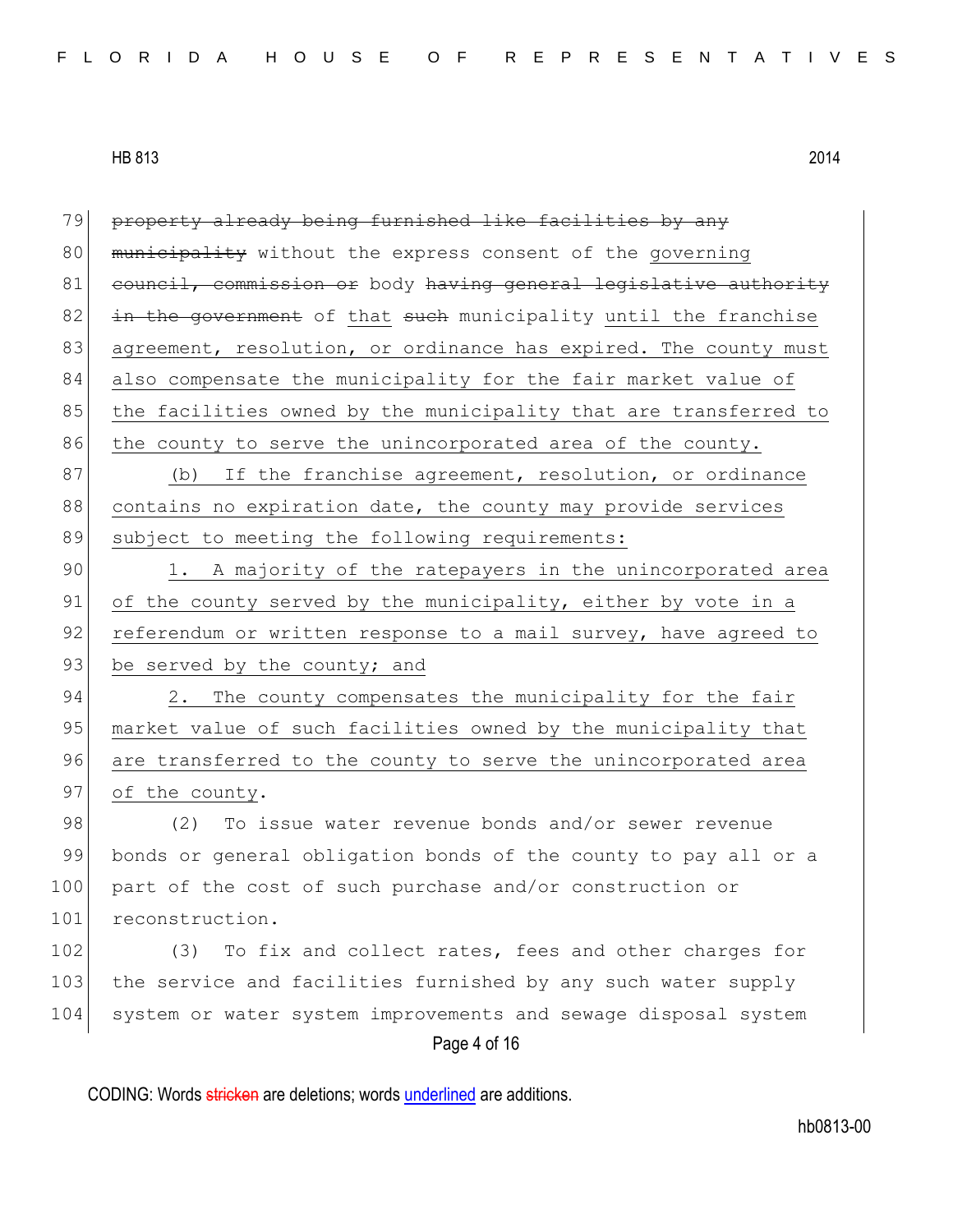~~property already being furnished like facilities by any municipality~~ without the express consent of the governing ~~council, commission or~~ body ~~having general legislative authority in the government~~ of that ~~such~~ municipality until the franchise agreement, resolution, or ordinance has expired. The county must also compensate the municipality for the fair market value of the facilities owned by the municipality that are transferred to the county to serve the unincorporated area of the county.

(b) If the franchise agreement, resolution, or ordinance contains no expiration date, the county may provide services subject to meeting the following requirements:

1. A majority of the ratepayers in the unincorporated area of the county served by the municipality, either by vote in a referendum or written response to a mail survey, have agreed to be served by the county; and

2. The county compensates the municipality for the fair market value of such facilities owned by the municipality that are transferred to the county to serve the unincorporated area of the county.

(2) To issue water revenue bonds and/or sewer revenue bonds or general obligation bonds of the county to pay all or a part of the cost of such purchase and/or construction or reconstruction.

(3) To fix and collect rates, fees and other charges for the service and facilities furnished by any such water supply system or water system improvements and sewage disposal system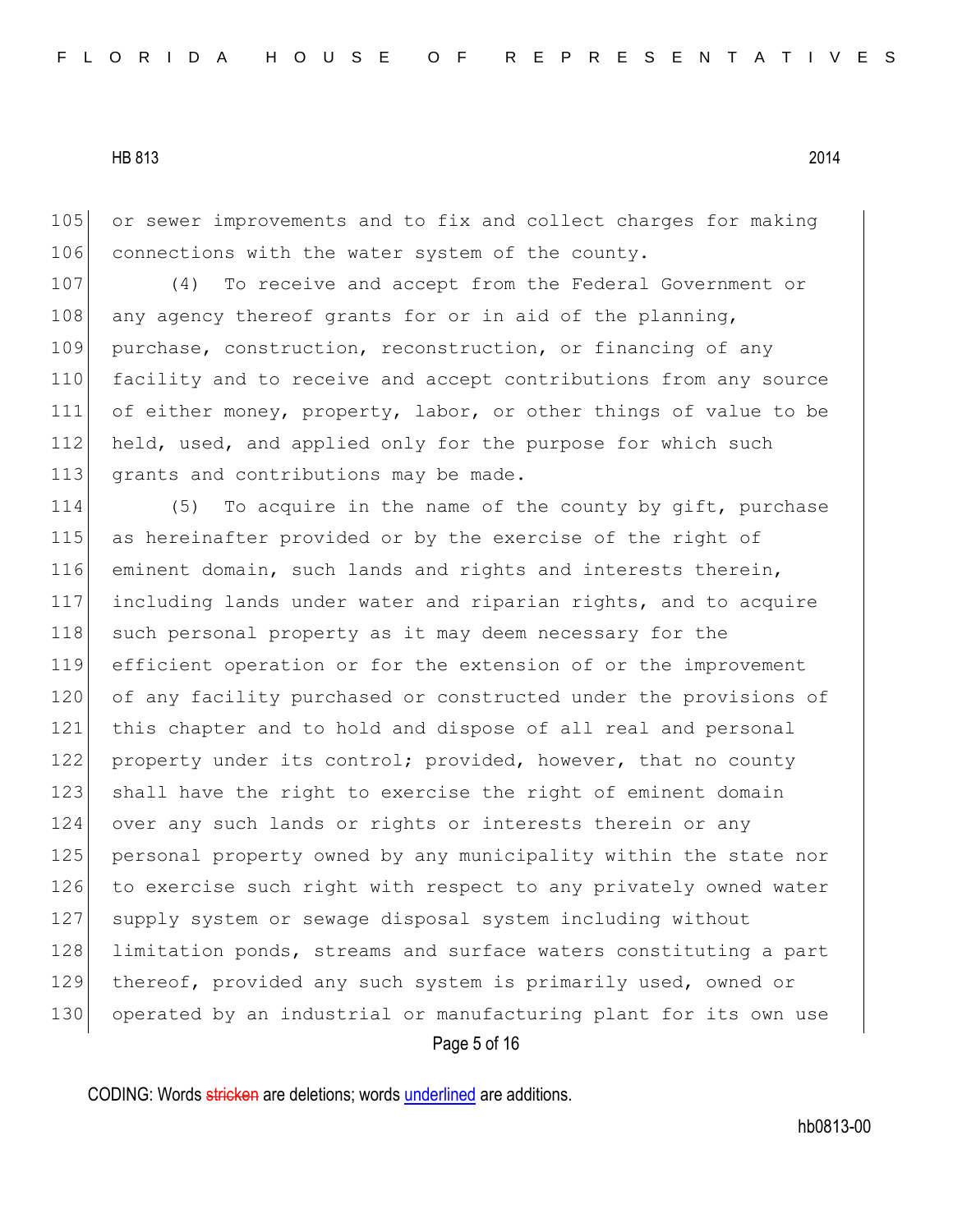or sewer improvements and to fix and collect charges for making connections with the water system of the county.

(4) To receive and accept from the Federal Government or any agency thereof grants for or in aid of the planning, purchase, construction, reconstruction, or financing of any facility and to receive and accept contributions from any source of either money, property, labor, or other things of value to be held, used, and applied only for the purpose for which such grants and contributions may be made.

(5) To acquire in the name of the county by gift, purchase as hereinafter provided or by the exercise of the right of eminent domain, such lands and rights and interests therein, including lands under water and riparian rights, and to acquire such personal property as it may deem necessary for the efficient operation or for the extension of or the improvement of any facility purchased or constructed under the provisions of this chapter and to hold and dispose of all real and personal property under its control; provided, however, that no county shall have the right to exercise the right of eminent domain over any such lands or rights or interests therein or any personal property owned by any municipality within the state nor to exercise such right with respect to any privately owned water supply system or sewage disposal system including without limitation ponds, streams and surface waters constituting a part thereof, provided any such system is primarily used, owned or operated by an industrial or manufacturing plant for its own use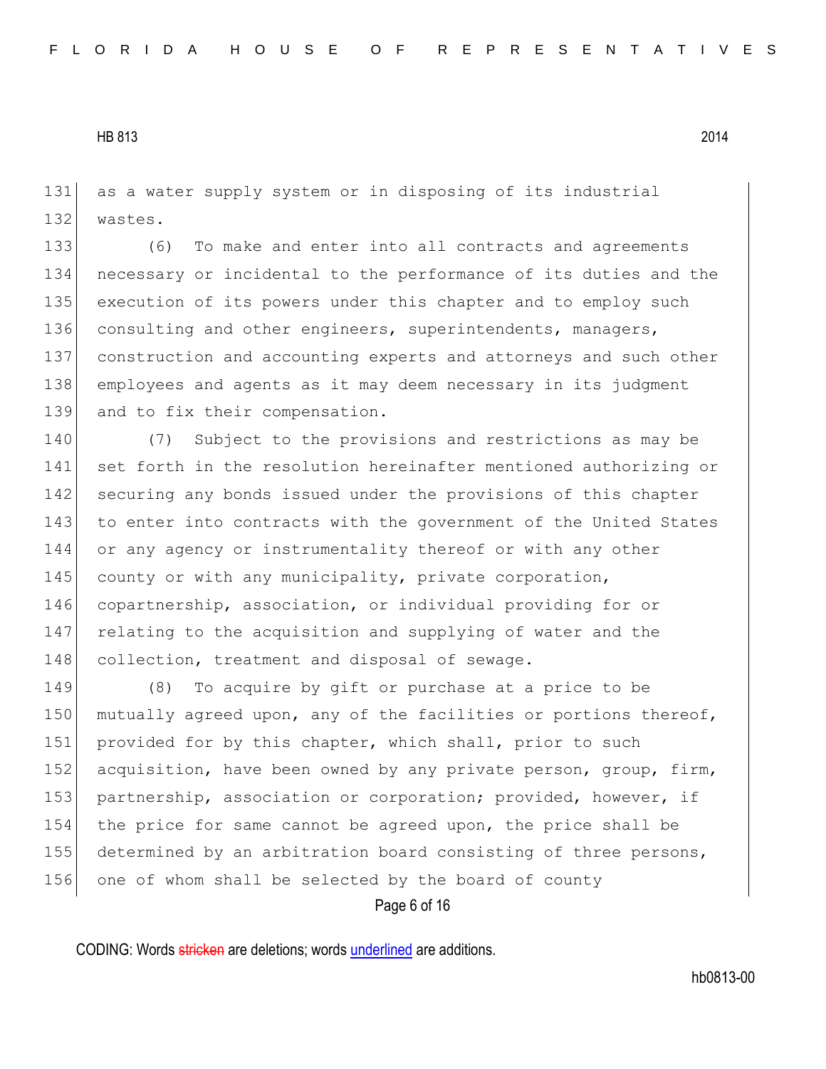as a water supply system or in disposing of its industrial wastes.

(6) To make and enter into all contracts and agreements necessary or incidental to the performance of its duties and the execution of its powers under this chapter and to employ such consulting and other engineers, superintendents, managers, construction and accounting experts and attorneys and such other employees and agents as it may deem necessary in its judgment and to fix their compensation.

(7) Subject to the provisions and restrictions as may be set forth in the resolution hereinafter mentioned authorizing or securing any bonds issued under the provisions of this chapter to enter into contracts with the government of the United States or any agency or instrumentality thereof or with any other county or with any municipality, private corporation, copartnership, association, or individual providing for or relating to the acquisition and supplying of water and the collection, treatment and disposal of sewage.

(8) To acquire by gift or purchase at a price to be mutually agreed upon, any of the facilities or portions thereof, provided for by this chapter, which shall, prior to such acquisition, have been owned by any private person, group, firm, partnership, association or corporation; provided, however, if the price for same cannot be agreed upon, the price shall be determined by an arbitration board consisting of three persons, one of whom shall be selected by the board of county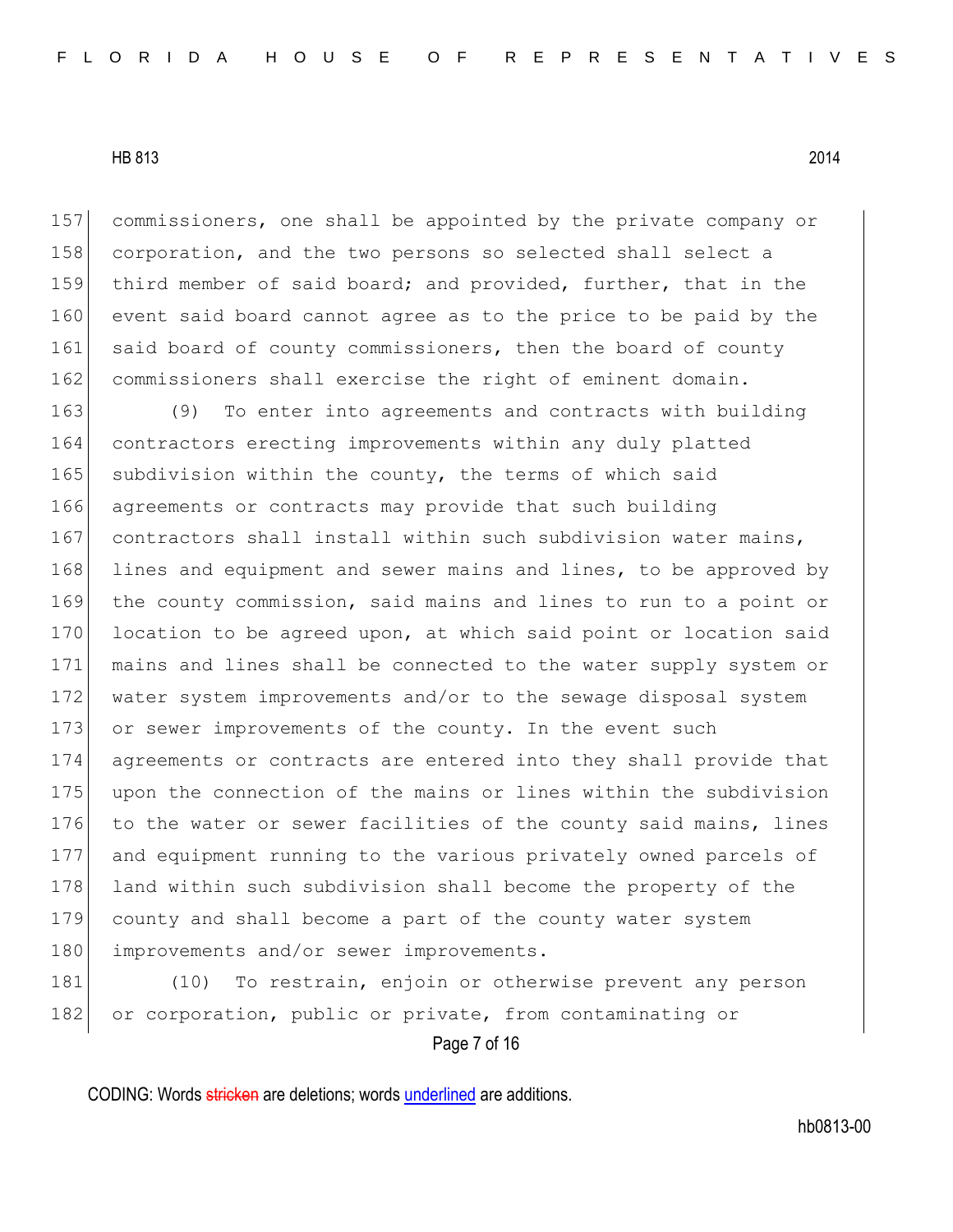commissioners, one shall be appointed by the private company or corporation, and the two persons so selected shall select a third member of said board; and provided, further, that in the event said board cannot agree as to the price to be paid by the said board of county commissioners, then the board of county commissioners shall exercise the right of eminent domain.

(9) To enter into agreements and contracts with building contractors erecting improvements within any duly platted subdivision within the county, the terms of which said agreements or contracts may provide that such building contractors shall install within such subdivision water mains, lines and equipment and sewer mains and lines, to be approved by the county commission, said mains and lines to run to a point or location to be agreed upon, at which said point or location said mains and lines shall be connected to the water supply system or water system improvements and/or to the sewage disposal system or sewer improvements of the county. In the event such agreements or contracts are entered into they shall provide that upon the connection of the mains or lines within the subdivision to the water or sewer facilities of the county said mains, lines and equipment running to the various privately owned parcels of land within such subdivision shall become the property of the county and shall become a part of the county water system improvements and/or sewer improvements.

(10) To restrain, enjoin or otherwise prevent any person or corporation, public or private, from contaminating or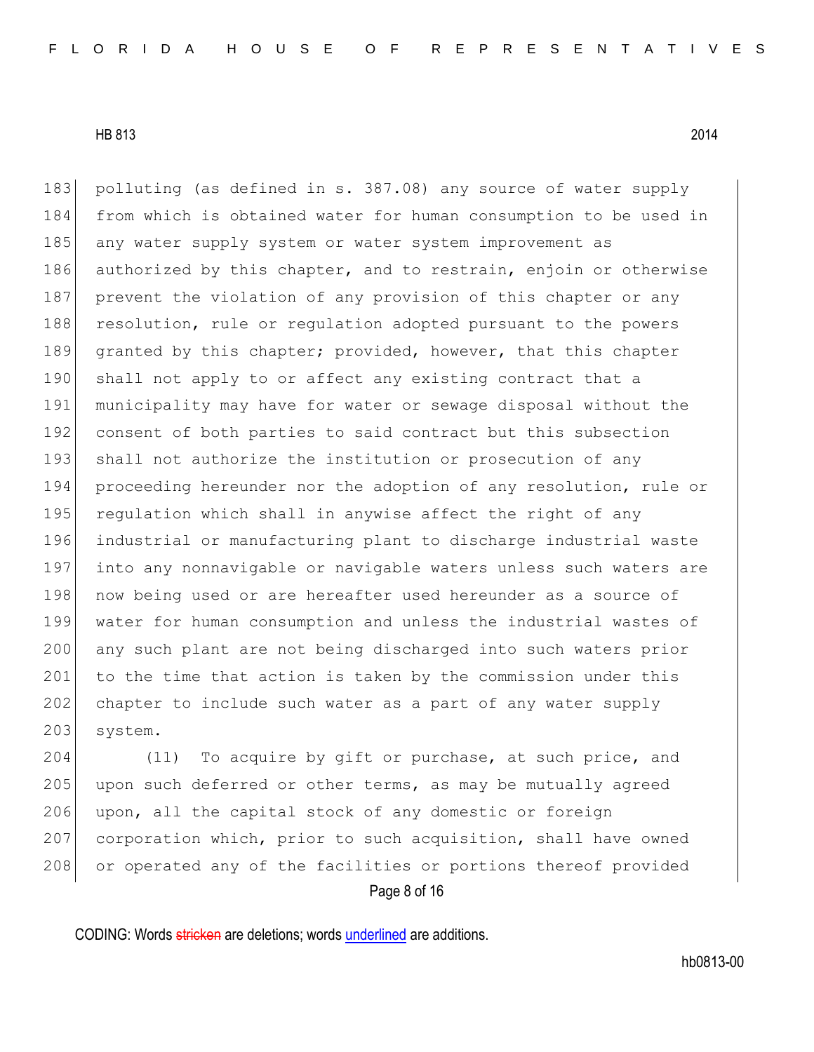polluting (as defined in s. 387.08) any source of water supply from which is obtained water for human consumption to be used in any water supply system or water system improvement as authorized by this chapter, and to restrain, enjoin or otherwise prevent the violation of any provision of this chapter or any resolution, rule or regulation adopted pursuant to the powers granted by this chapter; provided, however, that this chapter shall not apply to or affect any existing contract that a municipality may have for water or sewage disposal without the consent of both parties to said contract but this subsection shall not authorize the institution or prosecution of any proceeding hereunder nor the adoption of any resolution, rule or regulation which shall in anywise affect the right of any industrial or manufacturing plant to discharge industrial waste into any nonnavigable or navigable waters unless such waters are now being used or are hereafter used hereunder as a source of water for human consumption and unless the industrial wastes of any such plant are not being discharged into such waters prior to the time that action is taken by the commission under this chapter to include such water as a part of any water supply system.

(11) To acquire by gift or purchase, at such price, and upon such deferred or other terms, as may be mutually agreed upon, all the capital stock of any domestic or foreign corporation which, prior to such acquisition, shall have owned or operated any of the facilities or portions thereof provided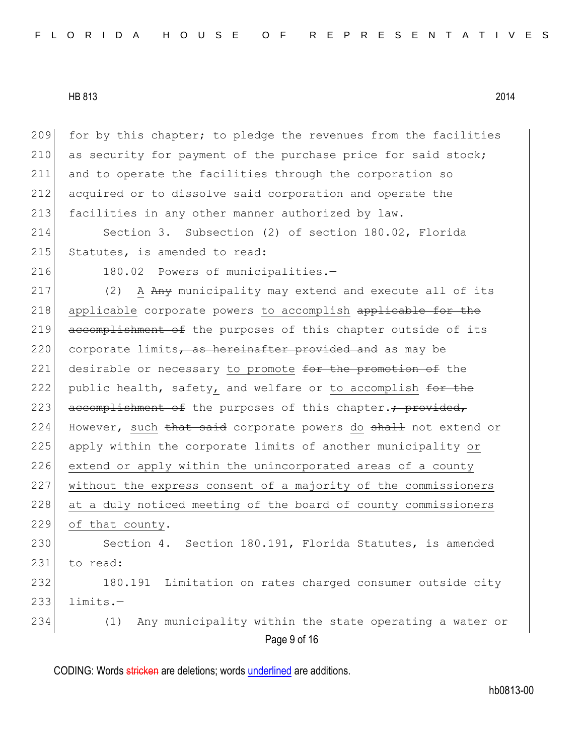209 for by this chapter; to pledge the revenues from the facilities
210 as security for payment of the purchase price for said stock;
211 and to operate the facilities through the corporation so
212 acquired or to dissolve said corporation and operate the
213 facilities in any other manner authorized by law.

214 Section 3. Subsection (2) of section 180.02, Florida
215 Statutes, is amended to read:

216 180.02 Powers of municipalities.—

217 (2) <u>A</u> ~~Any~~ municipality may extend and execute all of its
218 <u>applicable</u> corporate powers <u>to accomplish</u> ~~applicable for the~~
219 ~~accomplishment of~~ the purposes of this chapter outside of its
220 corporate limits~~, as hereinafter provided and~~ as may be
221 desirable or necessary <u>to promote</u> ~~for the promotion of~~ the
222 public health, safety<u>,</u> and welfare or <u>to accomplish</u> ~~for the~~
223 ~~accomplishment of~~ the purposes of this chapter<u>.</u>~~; provided,~~
224 However, <u>such</u> ~~that said~~ corporate powers <u>do</u> ~~shall~~ not extend or
225 apply within the corporate limits of another municipality <u>or</u>
226 <u>extend or apply within the unincorporated areas of a county</u>
227 <u>without the express consent of a majority of the commissioners</u>
228 <u>at a duly noticed meeting of the board of county commissioners</u>
229 <u>of that county</u>.

230 Section 4. Section 180.191, Florida Statutes, is amended
231 to read:

232 180.191 Limitation on rates charged consumer outside city
233 limits.—

234 (1) Any municipality within the state operating a water or

CODING: Words ~~stricken~~ are deletions; words <u>underlined</u> are additions.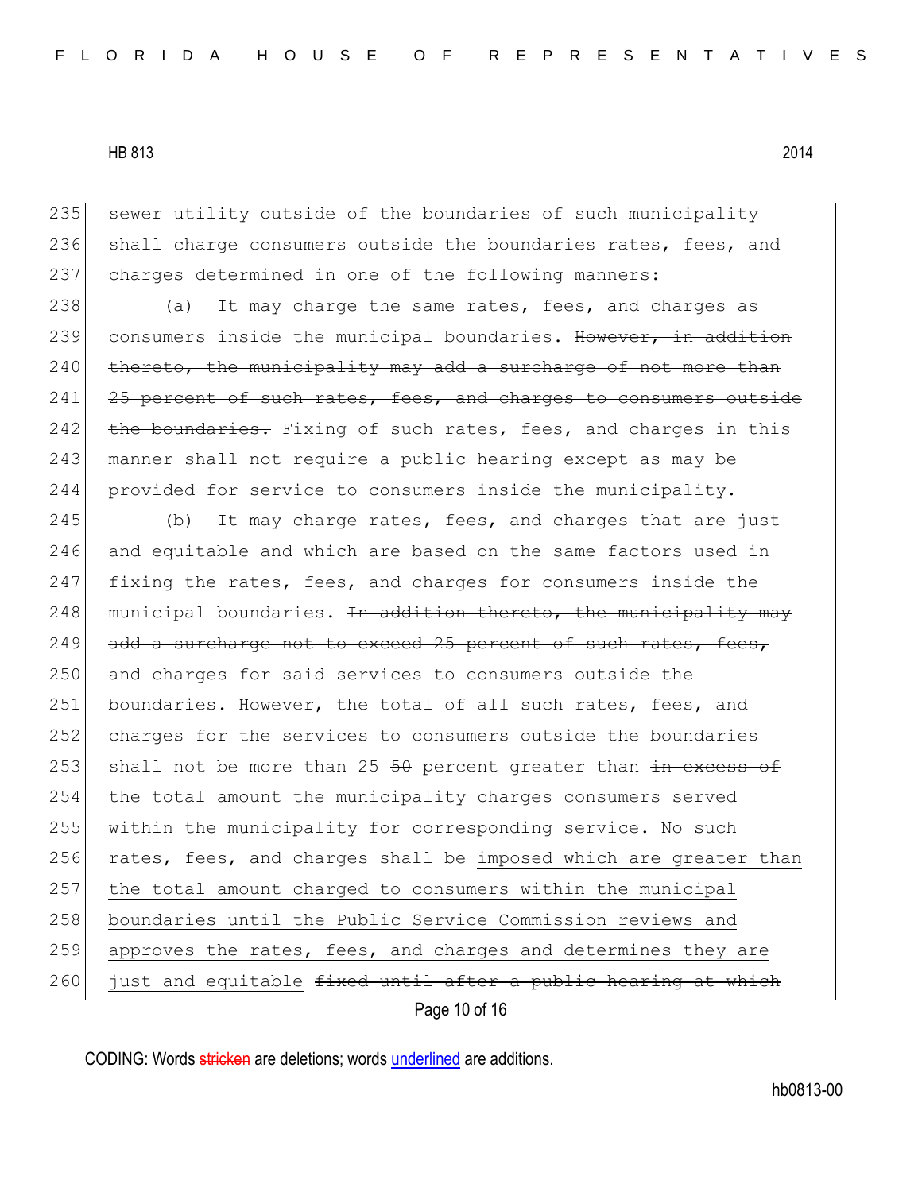sewer utility outside of the boundaries of such municipality shall charge consumers outside the boundaries rates, fees, and charges determined in one of the following manners:

(a) It may charge the same rates, fees, and charges as consumers inside the municipal boundaries. ~~However, in addition thereto, the municipality may add a surcharge of not more than 25 percent of such rates, fees, and charges to consumers outside the boundaries.~~ Fixing of such rates, fees, and charges in this manner shall not require a public hearing except as may be provided for service to consumers inside the municipality.

(b) It may charge rates, fees, and charges that are just and equitable and which are based on the same factors used in fixing the rates, fees, and charges for consumers inside the municipal boundaries. ~~In addition thereto, the municipality may add a surcharge not to exceed 25 percent of such rates, fees, and charges for said services to consumers outside the boundaries.~~ However, the total of all such rates, fees, and charges for the services to consumers outside the boundaries shall not be more than <u>25</u> ~~50~~ percent <u>greater than</u> ~~in excess of~~ the total amount the municipality charges consumers served within the municipality for corresponding service. No such rates, fees, and charges shall be <u>imposed which are greater than the total amount charged to consumers within the municipal boundaries until the Public Service Commission reviews and approves the rates, fees, and charges and determines they are just and equitable</u> ~~fixed until after a public hearing at which~~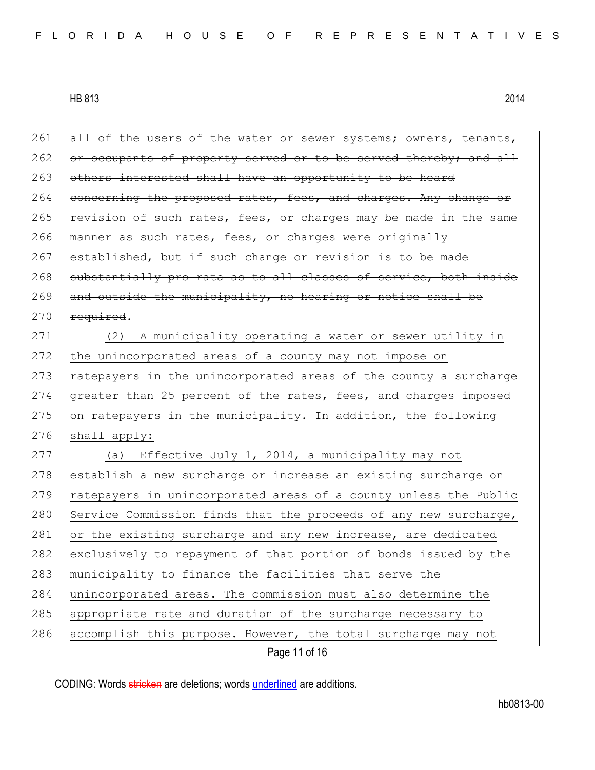~~all of the users of the water or sewer systems; owners, tenants, or occupants of property served or to be served thereby; and all others interested shall have an opportunity to be heard concerning the proposed rates, fees, and charges. Any change or revision of such rates, fees, or charges may be made in the same manner as such rates, fees, or charges were originally established, but if such change or revision is to be made substantially pro rata as to all classes of service, both inside and outside the municipality, no hearing or notice shall be required~~.

<u>(2) A municipality operating a water or sewer utility in the unincorporated areas of a county may not impose on ratepayers in the unincorporated areas of the county a surcharge greater than 25 percent of the rates, fees, and charges imposed on ratepayers in the municipality. In addition, the following shall apply:</u>

<u>(a) Effective July 1, 2014, a municipality may not establish a new surcharge or increase an existing surcharge on ratepayers in unincorporated areas of a county unless the Public Service Commission finds that the proceeds of any new surcharge, or the existing surcharge and any new increase, are dedicated exclusively to repayment of that portion of bonds issued by the municipality to finance the facilities that serve the unincorporated areas. The commission must also determine the appropriate rate and duration of the surcharge necessary to accomplish this purpose. However, the total surcharge may not</u>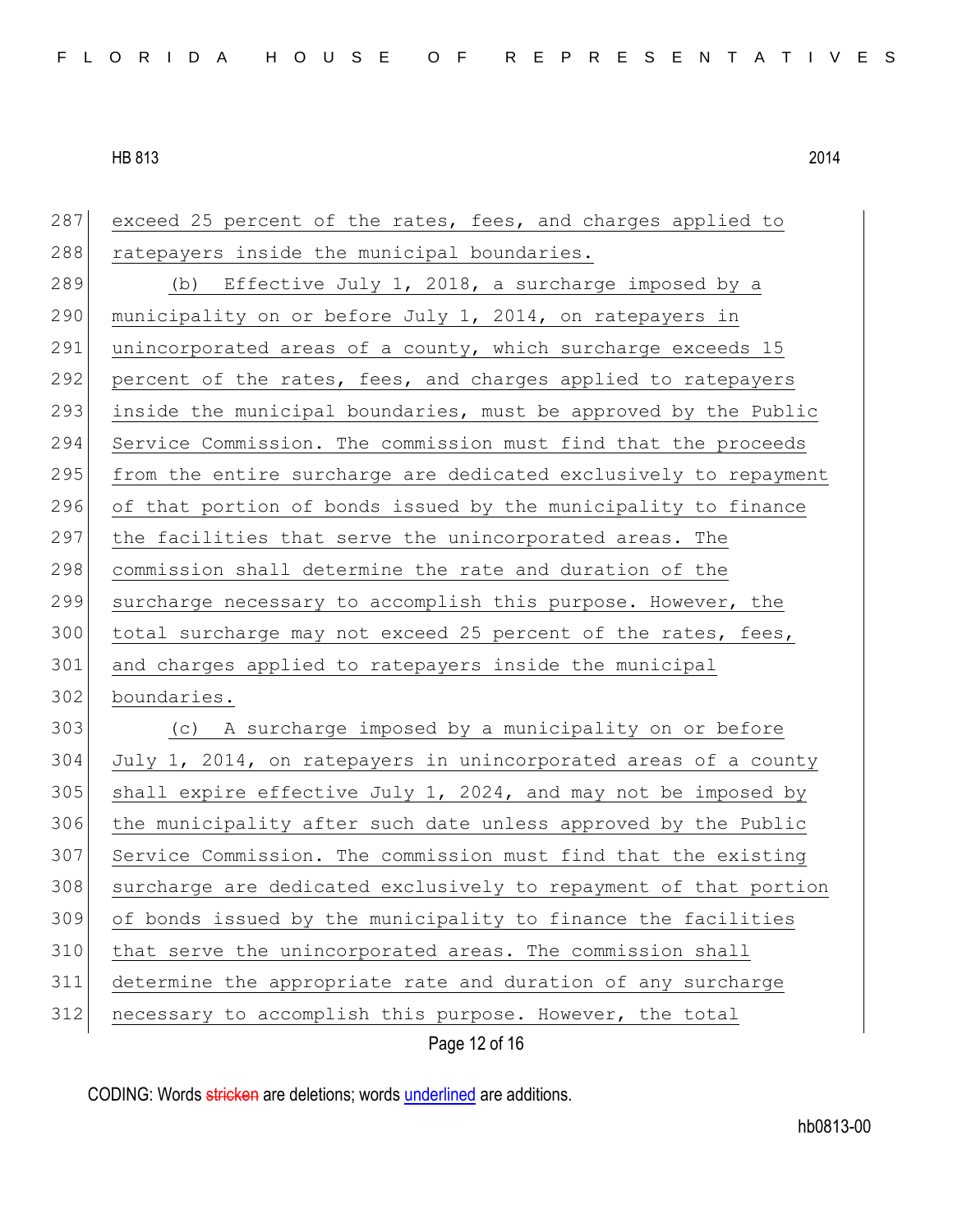287 exceed 25 percent of the rates, fees, and charges applied to
288 ratepayers inside the municipal boundaries.
289 (b) Effective July 1, 2018, a surcharge imposed by a
290 municipality on or before July 1, 2014, on ratepayers in
291 unincorporated areas of a county, which surcharge exceeds 15
292 percent of the rates, fees, and charges applied to ratepayers
293 inside the municipal boundaries, must be approved by the Public
294 Service Commission. The commission must find that the proceeds
295 from the entire surcharge are dedicated exclusively to repayment
296 of that portion of bonds issued by the municipality to finance
297 the facilities that serve the unincorporated areas. The
298 commission shall determine the rate and duration of the
299 surcharge necessary to accomplish this purpose. However, the
300 total surcharge may not exceed 25 percent of the rates, fees,
301 and charges applied to ratepayers inside the municipal
302 boundaries.
303 (c) A surcharge imposed by a municipality on or before
304 July 1, 2014, on ratepayers in unincorporated areas of a county
305 shall expire effective July 1, 2024, and may not be imposed by
306 the municipality after such date unless approved by the Public
307 Service Commission. The commission must find that the existing
308 surcharge are dedicated exclusively to repayment of that portion
309 of bonds issued by the municipality to finance the facilities
310 that serve the unincorporated areas. The commission shall
311 determine the appropriate rate and duration of any surcharge
312 necessary to accomplish this purpose. However, the total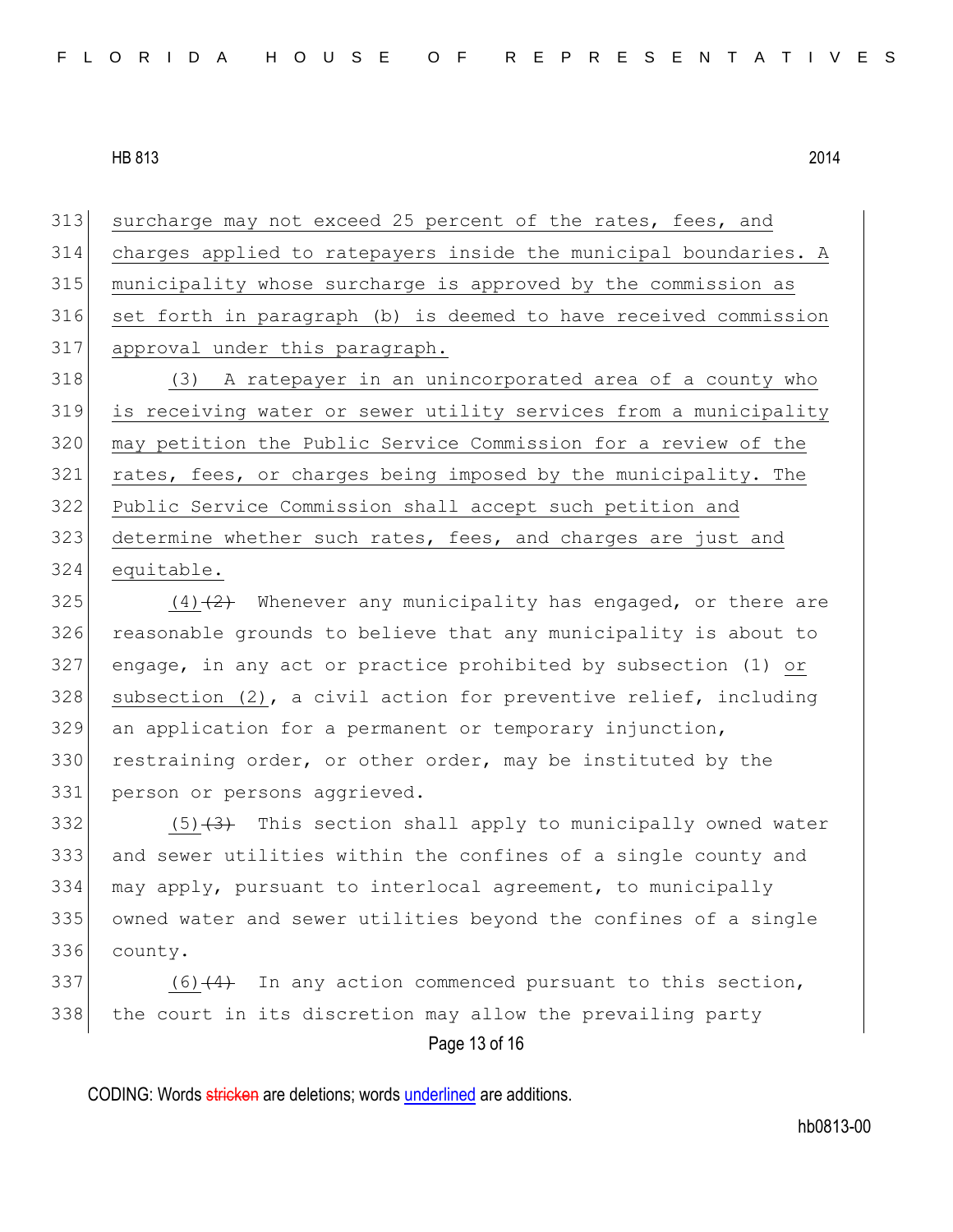313 surcharge may not exceed 25 percent of the rates, fees, and
314 charges applied to ratepayers inside the municipal boundaries. A
315 municipality whose surcharge is approved by the commission as
316 set forth in paragraph (b) is deemed to have received commission
317 approval under this paragraph.

318 (3) A ratepayer in an unincorporated area of a county who
319 is receiving water or sewer utility services from a municipality
320 may petition the Public Service Commission for a review of the
321 rates, fees, or charges being imposed by the municipality. The
322 Public Service Commission shall accept such petition and
323 determine whether such rates, fees, and charges are just and
324 equitable.

325 (4)~~(2)~~ Whenever any municipality has engaged, or there are
326 reasonable grounds to believe that any municipality is about to
327 engage, in any act or practice prohibited by subsection (1) or
328 subsection (2), a civil action for preventive relief, including
329 an application for a permanent or temporary injunction,
330 restraining order, or other order, may be instituted by the
331 person or persons aggrieved.

332 (5)~~(3)~~ This section shall apply to municipally owned water
333 and sewer utilities within the confines of a single county and
334 may apply, pursuant to interlocal agreement, to municipally
335 owned water and sewer utilities beyond the confines of a single
336 county.

337 (6)~~(4)~~ In any action commenced pursuant to this section,
338 the court in its discretion may allow the prevailing party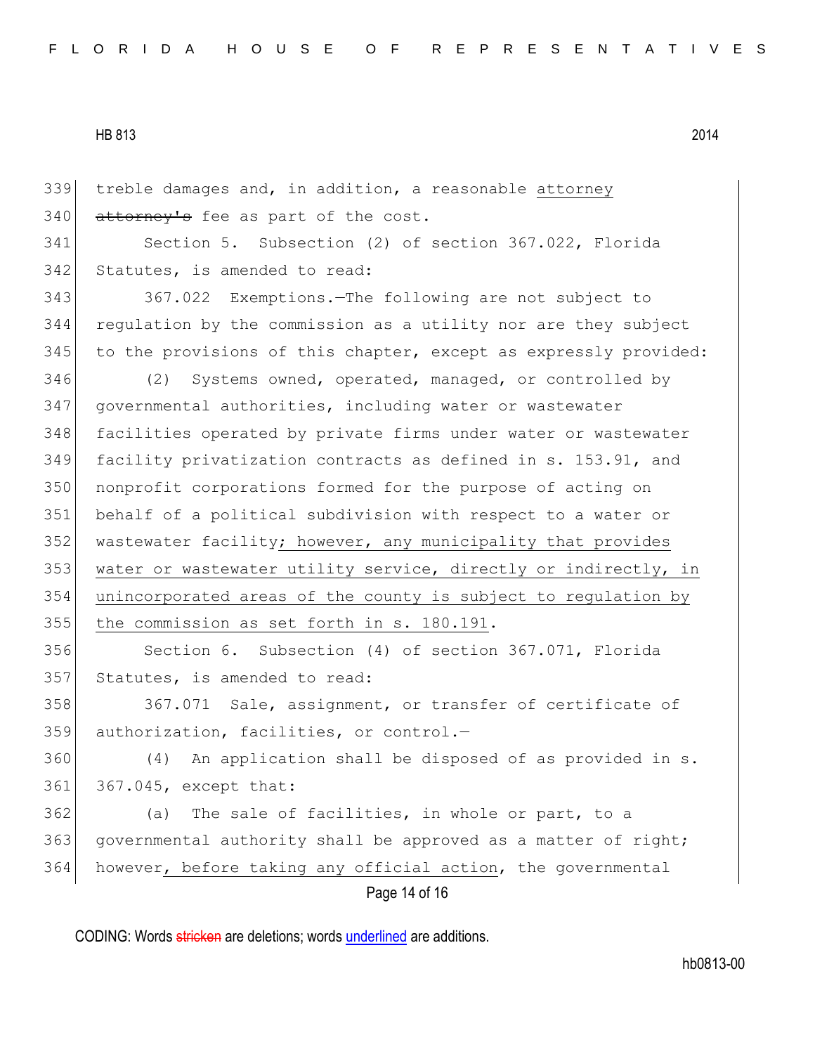339 treble damages and, in addition, a reasonable <u>attorney</u>
340 ~~attorney's~~ fee as part of the cost.

341 Section 5. Subsection (2) of section 367.022, Florida
342 Statutes, is amended to read:

343 367.022 Exemptions.—The following are not subject to
344 regulation by the commission as a utility nor are they subject
345 to the provisions of this chapter, except as expressly provided:

346 (2) Systems owned, operated, managed, or controlled by
347 governmental authorities, including water or wastewater
348 facilities operated by private firms under water or wastewater
349 facility privatization contracts as defined in s. 153.91, and
350 nonprofit corporations formed for the purpose of acting on
351 behalf of a political subdivision with respect to a water or
352 wastewater facility<u>; however, any municipality that provides</u>
353 <u>water or wastewater utility service, directly or indirectly, in</u>
354 <u>unincorporated areas of the county is subject to regulation by</u>
355 <u>the commission as set forth in s. 180.191</u>.

356 Section 6. Subsection (4) of section 367.071, Florida
357 Statutes, is amended to read:

358 367.071 Sale, assignment, or transfer of certificate of
359 authorization, facilities, or control.—

360 (4) An application shall be disposed of as provided in s.
361 367.045, except that:

362 (a) The sale of facilities, in whole or part, to a
363 governmental authority shall be approved as a matter of right;
364 however<u>, before taking any official action</u>, the governmental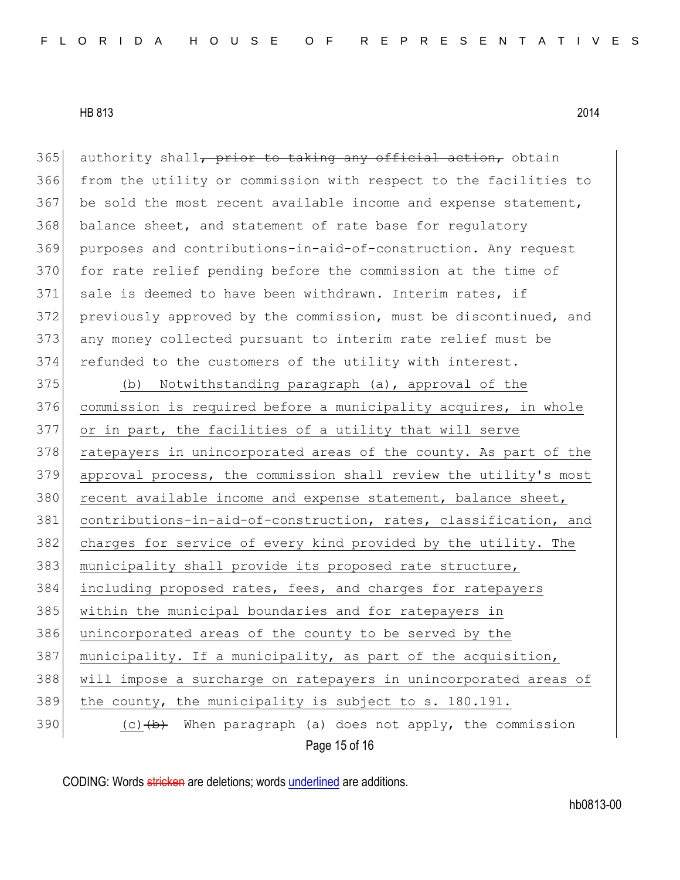365 authority shall~~, prior to taking any official action,~~ obtain
366 from the utility or commission with respect to the facilities to
367 be sold the most recent available income and expense statement,
368 balance sheet, and statement of rate base for regulatory
369 purposes and contributions-in-aid-of-construction. Any request
370 for rate relief pending before the commission at the time of
371 sale is deemed to have been withdrawn. Interim rates, if
372 previously approved by the commission, must be discontinued, and
373 any money collected pursuant to interim rate relief must be
374 refunded to the customers of the utility with interest.

375 <u>(b) Notwithstanding paragraph (a), approval of the</u>
376 <u>commission is required before a municipality acquires, in whole</u>
377 <u>or in part, the facilities of a utility that will serve</u>
378 <u>ratepayers in unincorporated areas of the county. As part of the</u>
379 <u>approval process, the commission shall review the utility's most</u>
380 <u>recent available income and expense statement, balance sheet,</u>
381 <u>contributions-in-aid-of-construction, rates, classification, and</u>
382 <u>charges for service of every kind provided by the utility. The</u>
383 <u>municipality shall provide its proposed rate structure,</u>
384 <u>including proposed rates, fees, and charges for ratepayers</u>
385 <u>within the municipal boundaries and for ratepayers in</u>
386 <u>unincorporated areas of the county to be served by the</u>
387 <u>municipality. If a municipality, as part of the acquisition,</u>
388 <u>will impose a surcharge on ratepayers in unincorporated areas of</u>
389 <u>the county, the municipality is subject to s. 180.191.</u>

390 <u>(c)</u>~~(b)~~ When paragraph (a) does not apply, the commission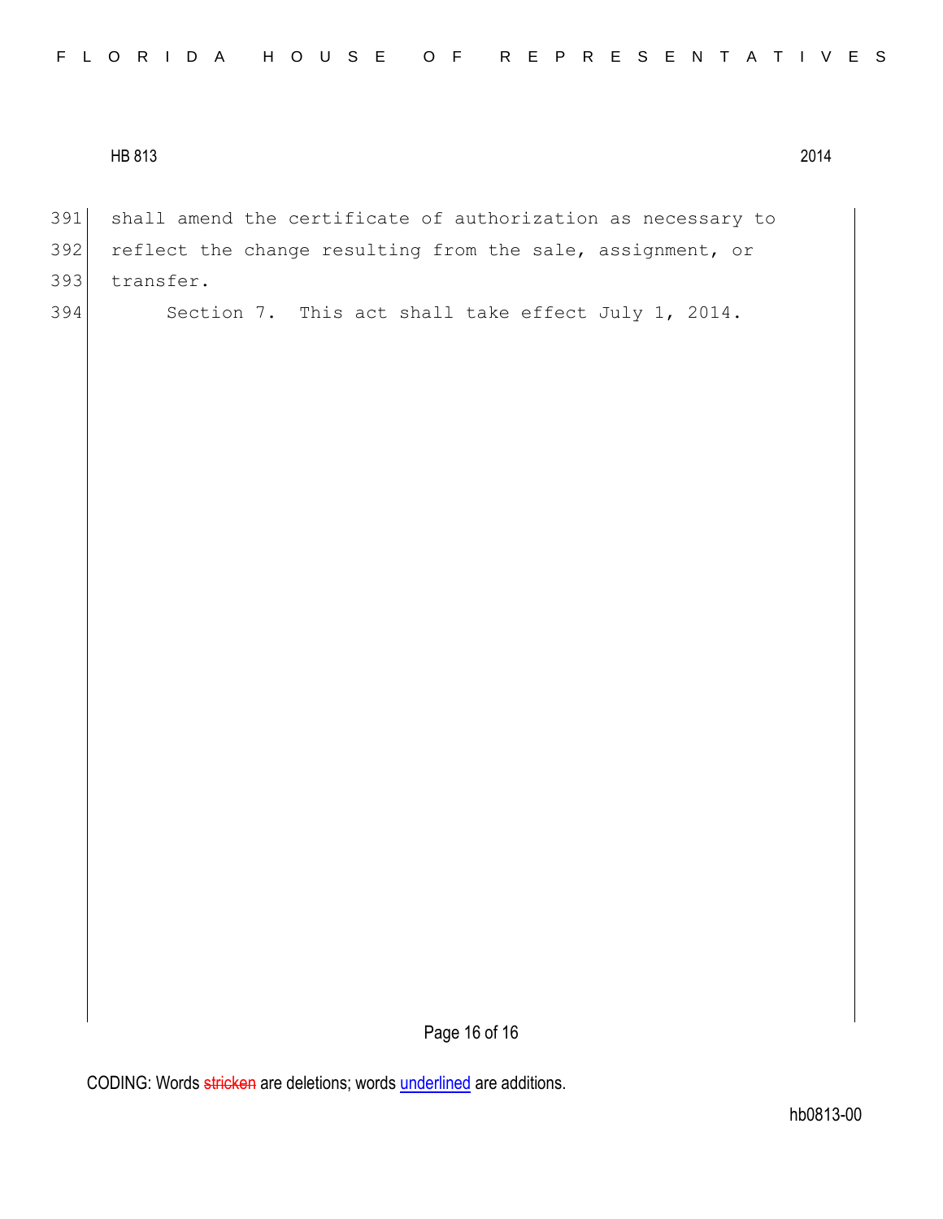391 shall amend the certificate of authorization as necessary to
392 reflect the change resulting from the sale, assignment, or
393 transfer.

394 Section 7. This act shall take effect July 1, 2014.

CODING: Words ~~stricken~~ are deletions; words underlined are additions.